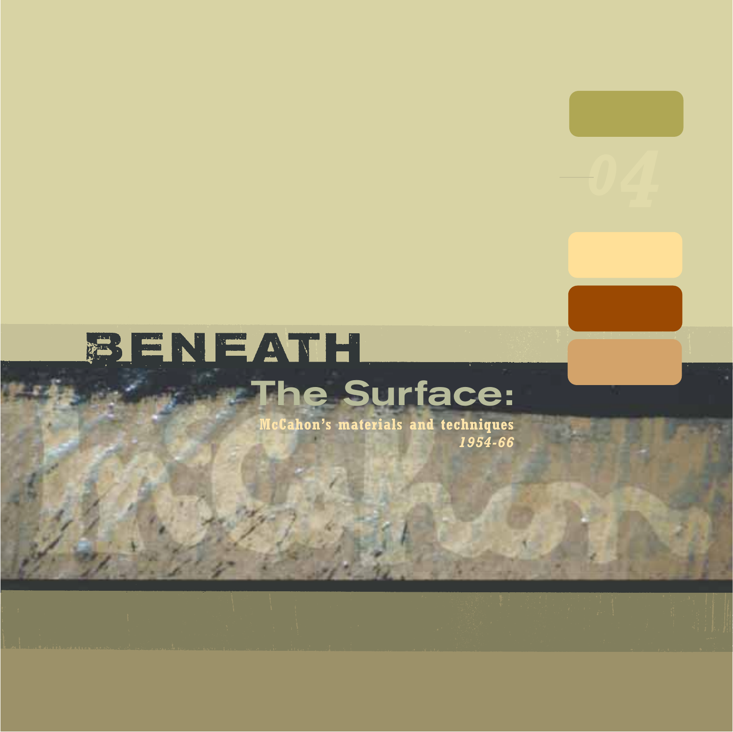04

# BENEATH The Surface:

**McCahon's materials and techniques**

***1954-66***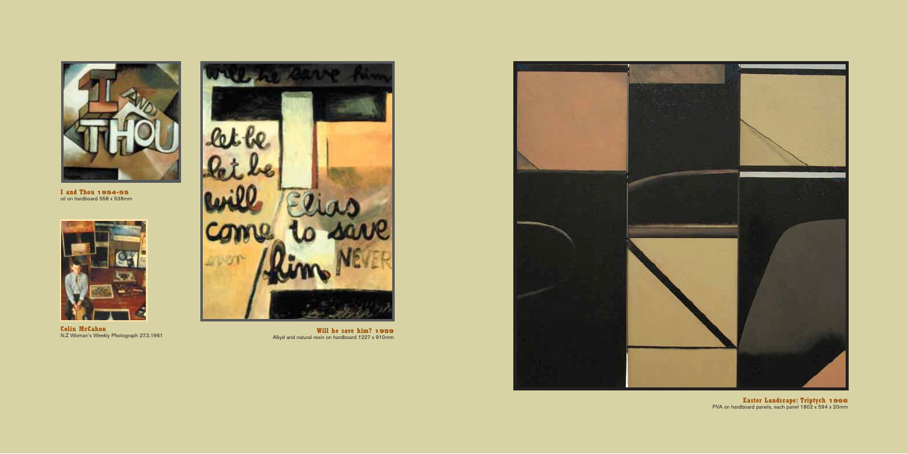**I and Thou 1954-55**
oil on hardboard 558 x 538mm

**Colin McCahon**
N.Z Woman's Weekly Photograph 27.3.1961

**Will he save him? 1959**
Alkyd and natural resin on hardboard 1227 x 910mm

**Easter Landscape: Triptych 1966**
PVA on hardboard panels, each panel 1802 x 594 x 20mm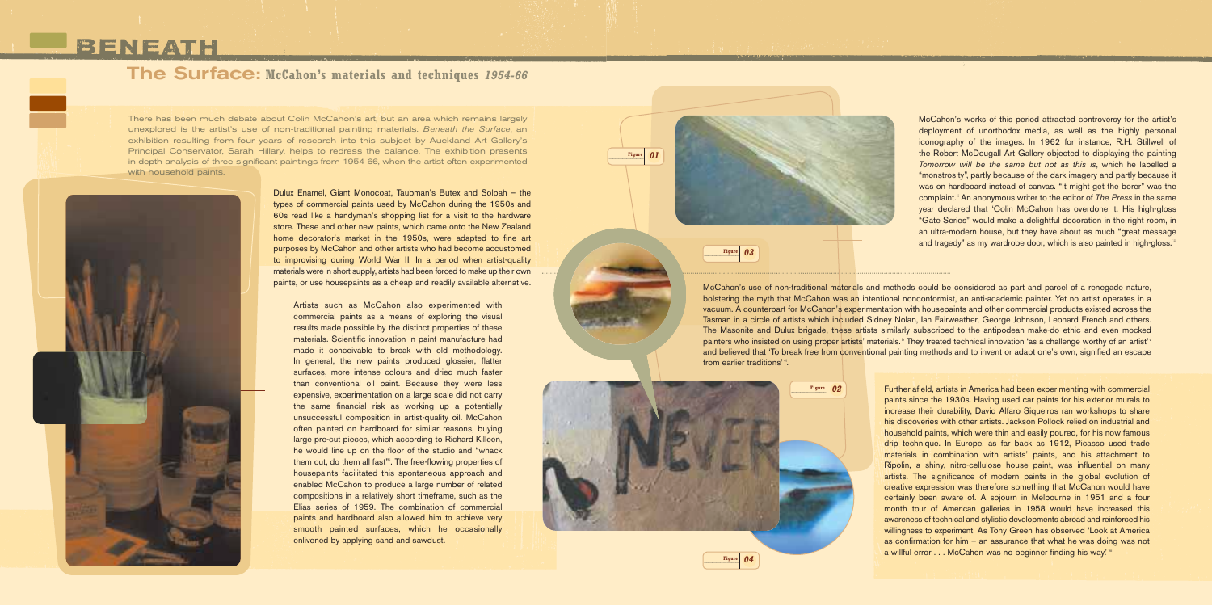# BENEATH

## The Surface: McCahon's materials and techniques *1954-66*

There has been much debate about Colin McCahon's art, but an area which remains largely unexplored is the artist's use of non-traditional painting materials. *Beneath the Surface*, an exhibition resulting from four years of research into this subject by Auckland Art Gallery's Principal Conservator, Sarah Hillary, helps to redress the balance. The exhibition presents in-depth analysis of three significant paintings from 1954-66, when the artist often experimented with household paints.

Dulux Enamel, Giant Monocoat, Taubman's Butex and Solpah – the types of commercial paints used by McCahon during the 1950s and 60s read like a handyman's shopping list for a visit to the hardware store. These and other new paints, which came onto the New Zealand home decorator's market in the 1950s, were adapted to fine art purposes by McCahon and other artists who had become accustomed to improvising during World War II. In a period when artist-quality materials were in short supply, artists had been forced to make up their own paints, or use housepaints as a cheap and readily available alternative.

Artists such as McCahon also experimented with commercial paints as a means of exploring the visual results made possible by the distinct properties of these materials. Scientific innovation in paint manufacture had made it conceivable to break with old methodology. In general, the new paints produced glossier, flatter surfaces, more intense colours and dried much faster than conventional oil paint. Because they were less expensive, experimentation on a large scale did not carry the same financial risk as working up a potentially unsuccessful composition in artist-quality oil. McCahon often painted on hardboard for similar reasons, buying large pre-cut pieces, which according to Richard Killeen, he would line up on the floor of the studio and "whack them out, do them all fast"[i]. The free-flowing properties of housepaints facilitated this spontaneous approach and enabled McCahon to produce a large number of related compositions in a relatively short timeframe, such as the Elias series of 1959. The combination of commercial paints and hardboard also allowed him to achieve very smooth painted surfaces, which he occasionally enlivened by applying sand and sawdust.

Figure 01

Figure 03

Figure 02

Figure 04

McCahon's works of this period attracted controversy for the artist's deployment of unorthodox media, as well as the highly personal iconography of the images. In 1962 for instance, R.H. Stillwell of the Robert McDougall Art Gallery objected to displaying the painting *Tomorrow will be the same but not as this is*, which he labelled a "monstrosity", partly because of the dark imagery and partly because it was on hardboard instead of canvas. "It might get the borer" was the complaint.[ii] An anonymous writer to the editor of *The Press* in the same year declared that 'Colin McCahon has overdone it. His high-gloss "Gate Series" would make a delightful decoration in the right room, in an ultra-modern house, but they have about as much "great message and tragedy" as my wardrobe door, which is also painted in high-gloss.'[iii]

McCahon's use of non-traditional materials and methods could be considered as part and parcel of a renegade nature, bolstering the myth that McCahon was an intentional nonconformist, an anti-academic painter. Yet no artist operates in a vacuum. A counterpart for McCahon's experimentation with housepaints and other commercial products existed across the Tasman in a circle of artists which included Sidney Nolan, Ian Fairweather, George Johnson, Leonard French and others. The Masonite and Dulux brigade, these artists similarly subscribed to the antipodean make-do ethic and even mocked painters who insisted on using proper artists' materials.[iv] They treated technical innovation 'as a challenge worthy of an artist'[v] and believed that 'To break free from conventional painting methods and to invent or adapt one's own, signified an escape from earlier traditions'[vi].

Further afield, artists in America had been experimenting with commercial paints since the 1930s. Having used car paints for his exterior murals to increase their durability, David Alfaro Siqueiros ran workshops to share his discoveries with other artists. Jackson Pollock relied on industrial and household paints, which were thin and easily poured, for his now famous drip technique. In Europe, as far back as 1912, Picasso used trade materials in combination with artists' paints, and his attachment to Ripolin, a shiny, nitro-cellulose house paint, was influential on many artists. The significance of modern paints in the global evolution of creative expression was therefore something that McCahon would have certainly been aware of. A sojourn in Melbourne in 1951 and a four month tour of American galleries in 1958 would have increased this awareness of technical and stylistic developments abroad and reinforced his willingness to experiment. As Tony Green has observed 'Look at America as confirmation for him – an assurance that what he was doing was not a willful error . . . McCahon was no beginner finding his way.'[vii]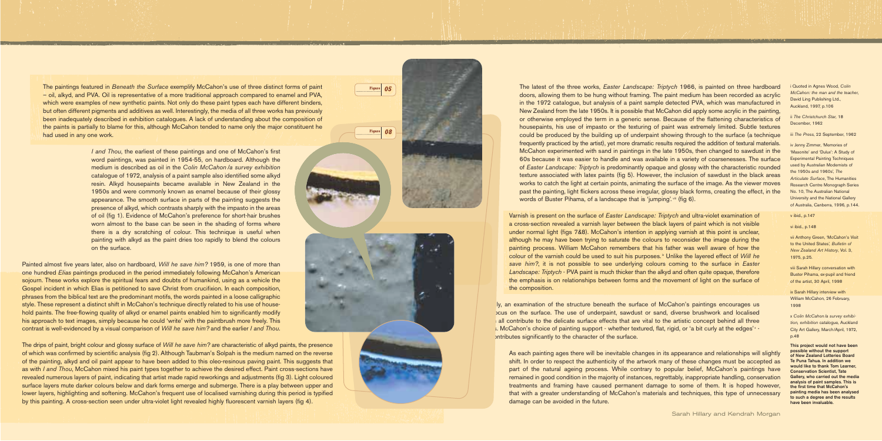The paintings featured in *Beneath the Surface* exemplify McCahon's use of three distinct forms of paint – oil, alkyd, and PVA. Oil is representative of a more traditional approach compared to enamel and PVA, which were examples of new synthetic paints. Not only do these paint types have different binders, but often different pigments and additives as well. Interestingly, the media of all three works has previously been inadequately described in exhibition catalogues. A lack of understanding about the composition of the paints is partially to blame for this, although McCahon tended to name only the major constituent he had used in any one work.

*I and Thou*, the earliest of these paintings and one of McCahon's first word paintings, was painted in 1954-55, on hardboard. Although the medium is described as oil in the *Colin McCahon /a survey exhibition* catalogue of 1972, analysis of a paint sample also identified some alkyd resin. Alkyd housepaints became available in New Zealand in the 1950s and were commonly known as enamel because of their glossy appearance. The smooth surface in parts of the painting suggests the presence of alkyd, which contrasts sharply with the impasto in the areas of oil (fig 1). Evidence of McCahon's preference for short-hair brushes worn almost to the base can be seen in the shading of forms where there is a dry scratching of colour. This technique is useful when painting with alkyd as the paint dries too rapidly to blend the colours on the surface.

Painted almost five years later, also on hardboard, *Will he save him?* 1959, is one of more than one hundred *Elias* paintings produced in the period immediately following McCahon's American sojourn. These works explore the spiritual fears and doubts of humankind, using as a vehicle the Gospel incident in which Elias is petitioned to save Christ from crucifixion. In each composition, phrases from the biblical text are the predominant motifs, the words painted in a loose calligraphic style. These represent a distinct shift in McCahon's technique directly related to his use of household paints. The free-flowing quality of alkyd or enamel paints enabled him to significantly modify his approach to text images, simply because he could 'write' with the paintbrush more freely. This contrast is well-evidenced by a visual comparison of *Will he save him?* and the earlier *I and Thou*.

The drips of paint, bright colour and glossy surface of *Will he save him?* are characteristic of alkyd paints, the presence of which was confirmed by scientific analysis (fig 2). Although Taubman's Solpah is the medium named on the reverse of the painting, alkyd and oil paint appear to have been added to this oleo-resinous paving paint. This suggests that as with *I and Thou*, McCahon mixed his paint types together to achieve the desired effect. Paint cross-sections have revealed numerous layers of paint, indicating that artist made rapid reworkings and adjustments (fig 3). Light coloured surface layers mute darker colours below and dark forms emerge and submerge. There is a play between upper and lower layers, highlighting and softening. McCahon's frequent use of localised varnishing during this period is typified by this painting. A cross-section seen under ultra-violet light revealed highly fluorescent varnish layers (fig 4).

Figure 05

Figure 08

The latest of the three works, *Easter Landscape: Triptych* 1966, is painted on three hardboard doors, allowing them to be hung without framing. The paint medium has been recorded as acrylic in the 1972 catalogue, but analysis of a paint sample detected PVA, which was manufactured in New Zealand from the late 1950s. It is possible that McCahon did apply some acrylic in the painting, or otherwise employed the term in a generic sense. Because of the flattening characteristics of housepaints, his use of impasto or the texturing of paint was extremely limited. Subtle textures could be produced by the building up of underpaint showing through to the surface (a technique frequently practiced by the artist), yet more dramatic results required the addition of textural materials. McCahon experimented with sand in paintings in the late 1950s, then changed to sawdust in the 60s because it was easier to handle and was available in a variety of coarsenesses. The surface of *Easter Landscape: Triptych* is predominantly opaque and glossy with the characteristic rounded texture associated with latex paints (fig 5). However, the inclusion of sawdust in the black areas works to catch the light at certain points, animating the surface of the image. As the viewer moves past the painting, light flickers across these irregular, glossy black forms, creating the effect, in the words of Buster Pihama, of a landscape that is 'jumping'.[viii] (fig 6).

Varnish is present on the surface of *Easter Landscape: Triptych* and ultra-violet examination of a cross-section revealed a varnish layer between the black layers of paint which is not visible under normal light (figs 7&8). McCahon's intention in applying varnish at this point is unclear, although he may have been trying to saturate the colours to reconsider the image during the painting process. William McCahon remembers that his father was well aware of how the colour of the varnish could be used to suit his purposes.[ix] Unlike the layered effect of *Will he save him?*, it is not possible to see underlying colours coming to the surface in *Easter Landscape: Triptych* - PVA paint is much thicker than the alkyd and often quite opaque, therefore the emphasis is on relationships between forms and the movement of light on the surface of the composition.

ly, an examination of the structure beneath the surface of McCahon's paintings encourages us ocus on the surface. The use of underpaint, sawdust or sand, diverse brushwork and localised all contribute to the delicate surface effects that are vital to the artistic concept behind all three . McCahon's choice of painting support - whether textured, flat, rigid, or 'a bit curly at the edges'[x] - ontributes significantly to the character of the surface.

As each painting ages there will be inevitable changes in its appearance and relationships will slightly shift. In order to respect the authenticity of the artwork many of these changes must be accepted as part of the natural ageing process. While contrary to popular belief, McCahon's paintings have remained in good condition in the majority of instances, regrettably, inappropriate handling, conservation treatments and framing have caused permanent damage to some of them. It is hoped however, that with a greater understanding of McCahon's materials and techniques, this type of unnecessary damage can be avoided in the future.

Sarah Hillary and Kendrah Morgan

i Quoted in Agnes Wood, *Colin McCahon: the man and the teacher*, David Ling Publishing Ltd., Auckland, 1997, p.106

ii *The Christchurch Star*, 18 December, 1962

iii *The Press*, 22 September, 1962

iv Jenny Zimmer, 'Memories of 'Masonite' and 'Dulux': A Study of Experimental Painting Techniques used by Australian Modernists of the 1950s and 1960s', *The Articulate Surface*, The Humanities Research Centre Monograph Series No. 10, The Australian National University and the National Gallery of Australia, Canberra, 1996, p.144.

v ibid., p.147

vi ibid., p.148

vii Anthony Green, 'McCahon's Visit to the United States', *Bulletin of New Zealand Art History*, Vol. 3, 1975, p.25.

viii Sarah Hillary conversation with Buster Pihama, ex-pupil and friend of the artist, 30 April, 1998

ix Sarah Hillary interview with William McCahon, 26 February, 1998

x *Colin McCahon /a survey exhibition*, exhibition catalogue, Auckland City Art Gallery, March/April, 1972, p.48

**This project would not have been possible without the support of New Zealand Lotteries Board Te Puna Tahua. In addition we would like to thank Tom Learner, Conservation Scientist, Tate Gallery, who carried out the media analysis of paint samples. This is the first time that McCahon's painting media has been analysed to such a degree and the results have been invaluable.**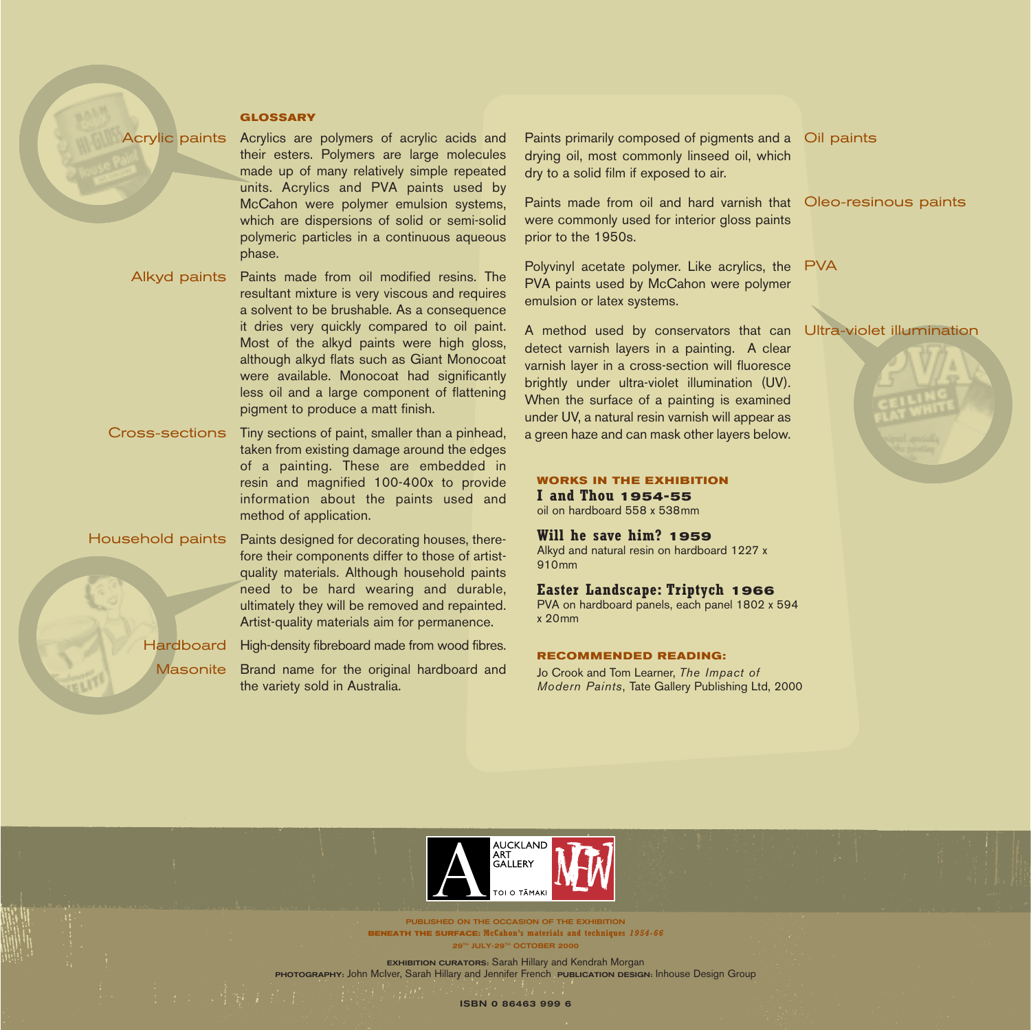## GLOSSARY

**Acrylic paints** Acrylics are polymers of acrylic acids and their esters. Polymers are large molecules made up of many relatively simple repeated units. Acrylics and PVA paints used by McCahon were polymer emulsion systems, which are dispersions of solid or semi-solid polymeric particles in a continuous aqueous phase.

**Alkyd paints** Paints made from oil modified resins. The resultant mixture is very viscous and requires a solvent to be brushable. As a consequence it dries very quickly compared to oil paint. Most of the alkyd paints were high gloss, although alkyd flats such as Giant Monocoat were available. Monocoat had significantly less oil and a large component of flattening pigment to produce a matt finish.

**Cross-sections** Tiny sections of paint, smaller than a pinhead, taken from existing damage around the edges of a painting. These are embedded in resin and magnified 100-400x to provide information about the paints used and method of application.

**Household paints** Paints designed for decorating houses, therefore their components differ to those of artist-quality materials. Although household paints need to be hard wearing and durable, ultimately they will be removed and repainted. Artist-quality materials aim for permanence.

**Hardboard** High-density fibreboard made from wood fibres.

**Masonite** Brand name for the original hardboard and the variety sold in Australia.

**Oil paints** Paints primarily composed of pigments and a drying oil, most commonly linseed oil, which dry to a solid film if exposed to air.

**Oleo-resinous paints** Paints made from oil and hard varnish that were commonly used for interior gloss paints prior to the 1950s.

**PVA** Polyvinyl acetate polymer. Like acrylics, the PVA paints used by McCahon were polymer emulsion or latex systems.

**Ultra-violet illumination** A method used by conservators that can detect varnish layers in a painting. A clear varnish layer in a cross-section will fluoresce brightly under ultra-violet illumination (UV). When the surface of a painting is examined under UV, a natural resin varnish will appear as a green haze and can mask other layers below.

## WORKS IN THE EXHIBITION

**I and Thou 1954-55**
oil on hardboard 558 x 538mm

**Will he save him? 1959**
Alkyd and natural resin on hardboard 1227 x 910mm

**Easter Landscape: Triptych 1966**
PVA on hardboard panels, each panel 1802 x 594 x 20mm

## RECOMMENDED READING:

Jo Crook and Tom Learner, *The Impact of Modern Paints*, Tate Gallery Publishing Ltd, 2000

AUCKLAND ART GALLERY TOI O TĀMAKI

PUBLISHED ON THE OCCASION OF THE EXHIBITION
BENEATH THE SURFACE: McCahon's materials and techniques *1954-66*
29TH JULY-29TH OCTOBER 2000

**EXHIBITION CURATORS:** Sarah Hillary and Kendrah Morgan
**PHOTOGRAPHY:** John McIver, Sarah Hillary and Jennifer French **PUBLICATION DESIGN:** Inhouse Design Group

ISBN 0 86463 999 6